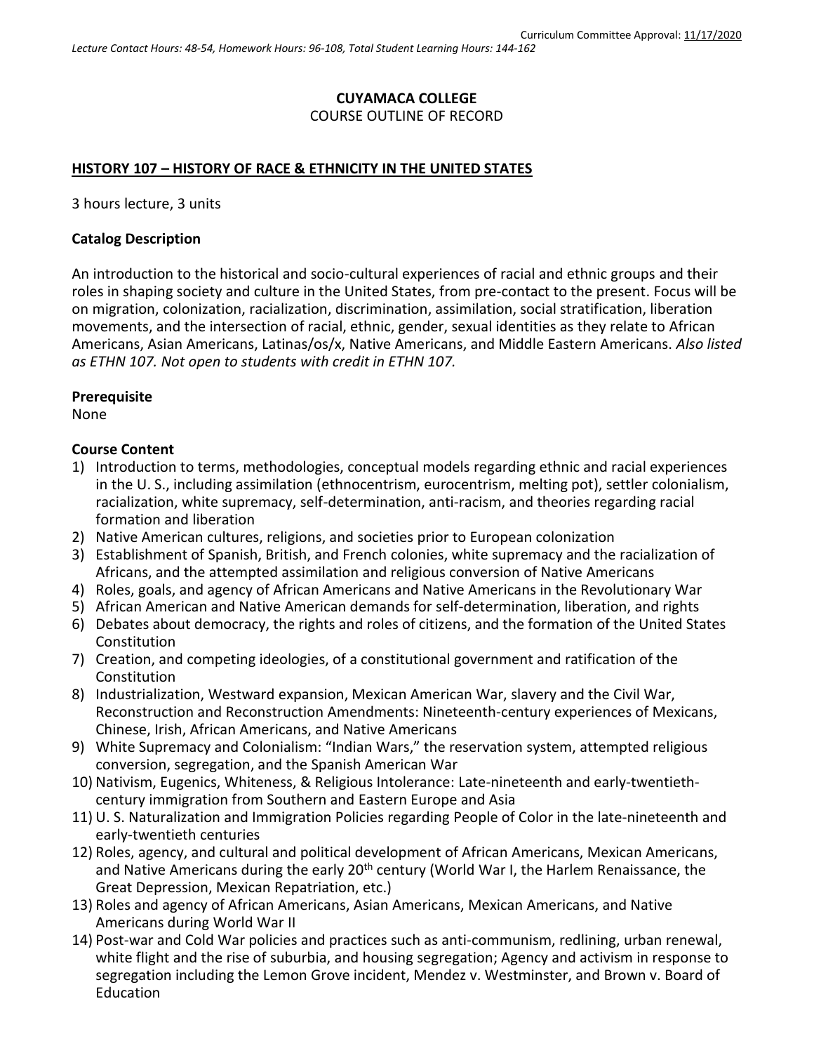Curriculum Committee Approval: 11/17/2020

*Lecture Contact Hours: 48-54, Homework Hours: 96-108, Total Student Learning Hours: 144-162*

**CUYAMACA COLLEGE**
COURSE OUTLINE OF RECORD

## HISTORY 107 – HISTORY OF RACE & ETHNICITY IN THE UNITED STATES

3 hours lecture, 3 units

### Catalog Description

An introduction to the historical and socio-cultural experiences of racial and ethnic groups and their roles in shaping society and culture in the United States, from pre-contact to the present. Focus will be on migration, colonization, racialization, discrimination, assimilation, social stratification, liberation movements, and the intersection of racial, ethnic, gender, sexual identities as they relate to African Americans, Asian Americans, Latinas/os/x, Native Americans, and Middle Eastern Americans. *Also listed as ETHN 107. Not open to students with credit in ETHN 107.*

### Prerequisite

None

### Course Content

1) Introduction to terms, methodologies, conceptual models regarding ethnic and racial experiences in the U. S., including assimilation (ethnocentrism, eurocentrism, melting pot), settler colonialism, racialization, white supremacy, self-determination, anti-racism, and theories regarding racial formation and liberation
2) Native American cultures, religions, and societies prior to European colonization
3) Establishment of Spanish, British, and French colonies, white supremacy and the racialization of Africans, and the attempted assimilation and religious conversion of Native Americans
4) Roles, goals, and agency of African Americans and Native Americans in the Revolutionary War
5) African American and Native American demands for self-determination, liberation, and rights
6) Debates about democracy, the rights and roles of citizens, and the formation of the United States Constitution
7) Creation, and competing ideologies, of a constitutional government and ratification of the Constitution
8) Industrialization, Westward expansion, Mexican American War, slavery and the Civil War, Reconstruction and Reconstruction Amendments: Nineteenth-century experiences of Mexicans, Chinese, Irish, African Americans, and Native Americans
9) White Supremacy and Colonialism: "Indian Wars," the reservation system, attempted religious conversion, segregation, and the Spanish American War
10) Nativism, Eugenics, Whiteness, & Religious Intolerance: Late-nineteenth and early-twentieth-century immigration from Southern and Eastern Europe and Asia
11) U. S. Naturalization and Immigration Policies regarding People of Color in the late-nineteenth and early-twentieth centuries
12) Roles, agency, and cultural and political development of African Americans, Mexican Americans, and Native Americans during the early 20th century (World War I, the Harlem Renaissance, the Great Depression, Mexican Repatriation, etc.)
13) Roles and agency of African Americans, Asian Americans, Mexican Americans, and Native Americans during World War II
14) Post-war and Cold War policies and practices such as anti-communism, redlining, urban renewal, white flight and the rise of suburbia, and housing segregation; Agency and activism in response to segregation including the Lemon Grove incident, Mendez v. Westminster, and Brown v. Board of Education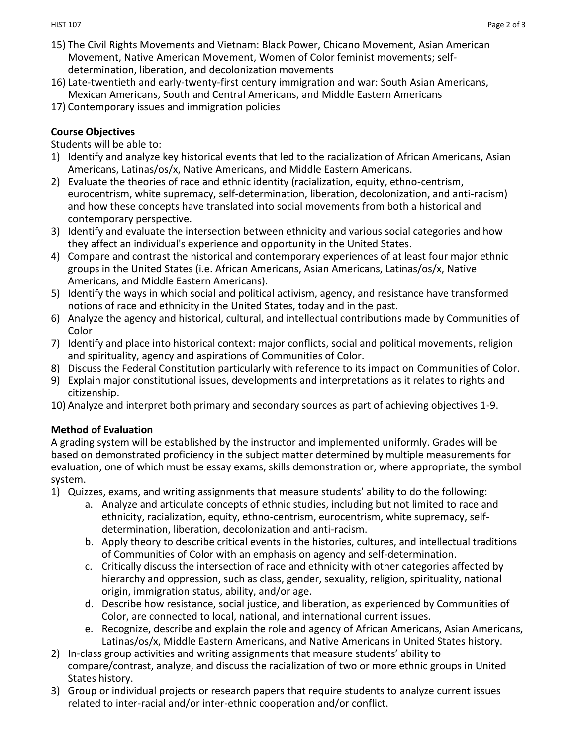15) The Civil Rights Movements and Vietnam: Black Power, Chicano Movement, Asian American Movement, Native American Movement, Women of Color feminist movements; self-determination, liberation, and decolonization movements
16) Late-twentieth and early-twenty-first century immigration and war: South Asian Americans, Mexican Americans, South and Central Americans, and Middle Eastern Americans
17) Contemporary issues and immigration policies

**Course Objectives**

Students will be able to:

1) Identify and analyze key historical events that led to the racialization of African Americans, Asian Americans, Latinas/os/x, Native Americans, and Middle Eastern Americans.
2) Evaluate the theories of race and ethnic identity (racialization, equity, ethno-centrism, eurocentrism, white supremacy, self-determination, liberation, decolonization, and anti-racism) and how these concepts have translated into social movements from both a historical and contemporary perspective.
3) Identify and evaluate the intersection between ethnicity and various social categories and how they affect an individual's experience and opportunity in the United States.
4) Compare and contrast the historical and contemporary experiences of at least four major ethnic groups in the United States (i.e. African Americans, Asian Americans, Latinas/os/x, Native Americans, and Middle Eastern Americans).
5) Identify the ways in which social and political activism, agency, and resistance have transformed notions of race and ethnicity in the United States, today and in the past.
6) Analyze the agency and historical, cultural, and intellectual contributions made by Communities of Color
7) Identify and place into historical context: major conflicts, social and political movements, religion and spirituality, agency and aspirations of Communities of Color.
8) Discuss the Federal Constitution particularly with reference to its impact on Communities of Color.
9) Explain major constitutional issues, developments and interpretations as it relates to rights and citizenship.
10) Analyze and interpret both primary and secondary sources as part of achieving objectives 1-9.

**Method of Evaluation**

A grading system will be established by the instructor and implemented uniformly. Grades will be based on demonstrated proficiency in the subject matter determined by multiple measurements for evaluation, one of which must be essay exams, skills demonstration or, where appropriate, the symbol system.

1) Quizzes, exams, and writing assignments that measure students' ability to do the following:
    a. Analyze and articulate concepts of ethnic studies, including but not limited to race and ethnicity, racialization, equity, ethno-centrism, eurocentrism, white supremacy, self-determination, liberation, decolonization and anti-racism.
    b. Apply theory to describe critical events in the histories, cultures, and intellectual traditions of Communities of Color with an emphasis on agency and self-determination.
    c. Critically discuss the intersection of race and ethnicity with other categories affected by hierarchy and oppression, such as class, gender, sexuality, religion, spirituality, national origin, immigration status, ability, and/or age.
    d. Describe how resistance, social justice, and liberation, as experienced by Communities of Color, are connected to local, national, and international current issues.
    e. Recognize, describe and explain the role and agency of African Americans, Asian Americans, Latinas/os/x, Middle Eastern Americans, and Native Americans in United States history.
2) In-class group activities and writing assignments that measure students' ability to compare/contrast, analyze, and discuss the racialization of two or more ethnic groups in United States history.
3) Group or individual projects or research papers that require students to analyze current issues related to inter-racial and/or inter-ethnic cooperation and/or conflict.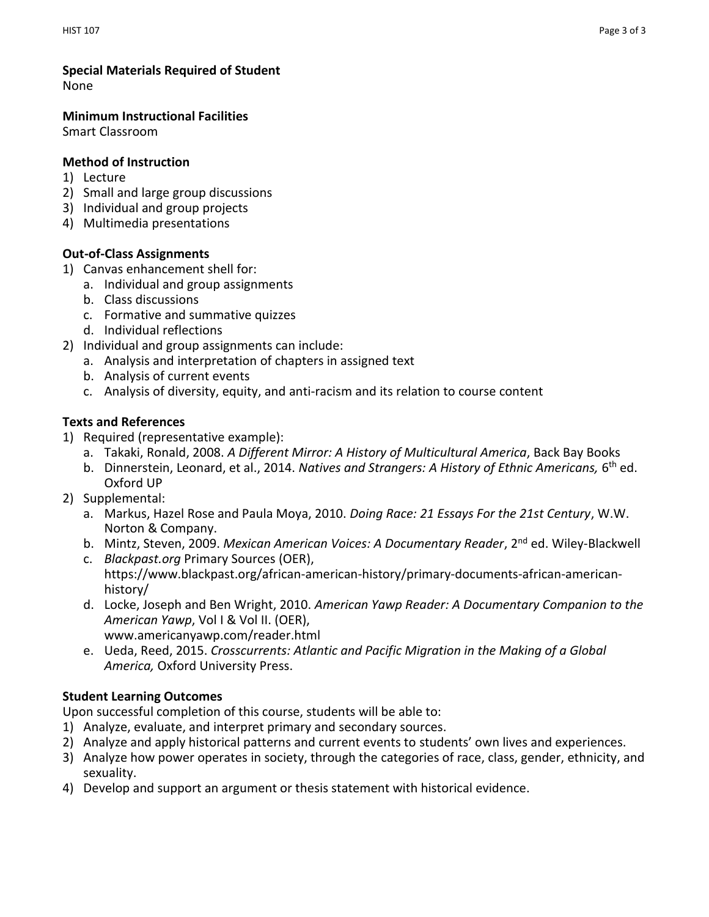**Special Materials Required of Student**
None

**Minimum Instructional Facilities**
Smart Classroom

**Method of Instruction**
1) Lecture
2) Small and large group discussions
3) Individual and group projects
4) Multimedia presentations

**Out-of-Class Assignments**
1) Canvas enhancement shell for:
   a. Individual and group assignments
   b. Class discussions
   c. Formative and summative quizzes
   d. Individual reflections
2) Individual and group assignments can include:
   a. Analysis and interpretation of chapters in assigned text
   b. Analysis of current events
   c. Analysis of diversity, equity, and anti-racism and its relation to course content

**Texts and References**
1) Required (representative example):
   a. Takaki, Ronald, 2008. *A Different Mirror: A History of Multicultural America*, Back Bay Books
   b. Dinnerstein, Leonard, et al., 2014. *Natives and Strangers: A History of Ethnic Americans,* 6th ed. Oxford UP
2) Supplemental:
   a. Markus, Hazel Rose and Paula Moya, 2010. *Doing Race: 21 Essays For the 21st Century*, W.W. Norton & Company.
   b. Mintz, Steven, 2009. *Mexican American Voices: A Documentary Reader*, 2nd ed. Wiley-Blackwell
   c. *Blackpast.org* Primary Sources (OER), https://www.blackpast.org/african-american-history/primary-documents-african-american-history/
   d. Locke, Joseph and Ben Wright, 2010. *American Yawp Reader: A Documentary Companion to the American Yawp*, Vol I & Vol II. (OER), www.americanyawp.com/reader.html
   e. Ueda, Reed, 2015. *Crosscurrents: Atlantic and Pacific Migration in the Making of a Global America,* Oxford University Press.

**Student Learning Outcomes**
Upon successful completion of this course, students will be able to:
1) Analyze, evaluate, and interpret primary and secondary sources.
2) Analyze and apply historical patterns and current events to students' own lives and experiences.
3) Analyze how power operates in society, through the categories of race, class, gender, ethnicity, and sexuality.
4) Develop and support an argument or thesis statement with historical evidence.